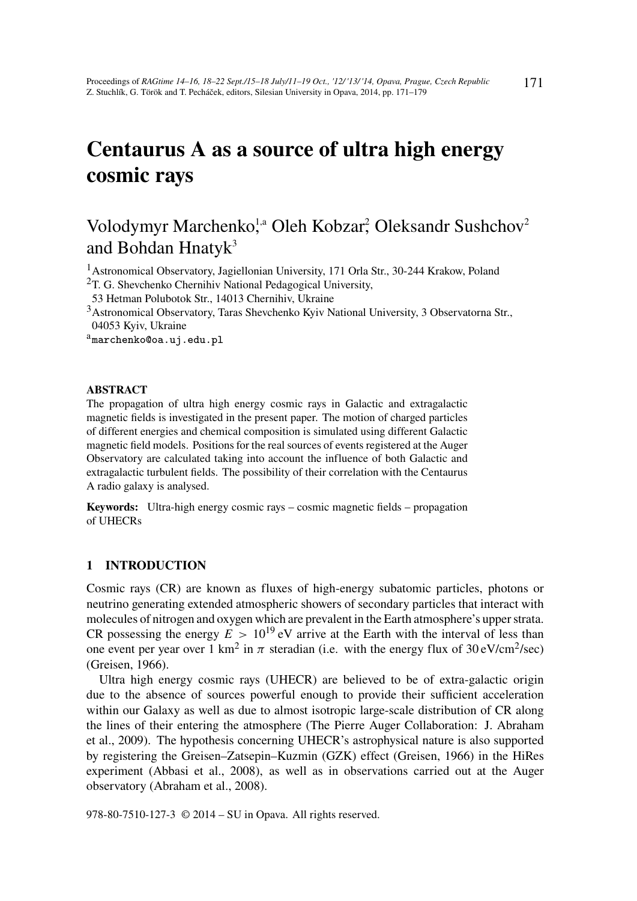# Centaurus A as a source of ultra high energy cosmic rays

Volodymyr Marchenko,[1,a] Oleh Kobzar,[2] Oleksandr Sushchov[2] and Bohdan Hnatyk[3]

[1]Astronomical Observatory, Jagiellonian University, 171 Orla Str., 30-244 Krakow, Poland

[2]T. G. Shevchenko Chernihiv National Pedagogical University, 53 Hetman Polubotok Str., 14013 Chernihiv, Ukraine

[3]Astronomical Observatory, Taras Shevchenko Kyiv National University, 3 Observatorna Str., 04053 Kyiv, Ukraine

[a]marchenko@oa.uj.edu.pl

## ABSTRACT

The propagation of ultra high energy cosmic rays in Galactic and extragalactic magnetic fields is investigated in the present paper. The motion of charged particles of different energies and chemical composition is simulated using different Galactic magnetic field models. Positions for the real sources of events registered at the Auger Observatory are calculated taking into account the influence of both Galactic and extragalactic turbulent fields. The possibility of their correlation with the Centaurus A radio galaxy is analysed.

**Keywords:** Ultra-high energy cosmic rays – cosmic magnetic fields – propagation of UHECRs

## 1 INTRODUCTION

Cosmic rays (CR) are known as fluxes of high-energy subatomic particles, photons or neutrino generating extended atmospheric showers of secondary particles that interact with molecules of nitrogen and oxygen which are prevalent in the Earth atmosphere's upper strata. CR possessing the energy $E > 10^{19}$ eV arrive at the Earth with the interval of less than one event per year over 1 km$^2$ in $\pi$ steradian (i.e. with the energy flux of 30 eV/cm$^2$/sec) (Greisen, 1966).

Ultra high energy cosmic rays (UHECR) are believed to be of extra-galactic origin due to the absence of sources powerful enough to provide their sufficient acceleration within our Galaxy as well as due to almost isotropic large-scale distribution of CR along the lines of their entering the atmosphere (The Pierre Auger Collaboration: J. Abraham et al., 2009). The hypothesis concerning UHECR's astrophysical nature is also supported by registering the Greisen–Zatsepin–Kuzmin (GZK) effect (Greisen, 1966) in the HiRes experiment (Abbasi et al., 2008), as well as in observations carried out at the Auger observatory (Abraham et al., 2008).

978-80-7510-127-3 © 2014 – SU in Opava. All rights reserved.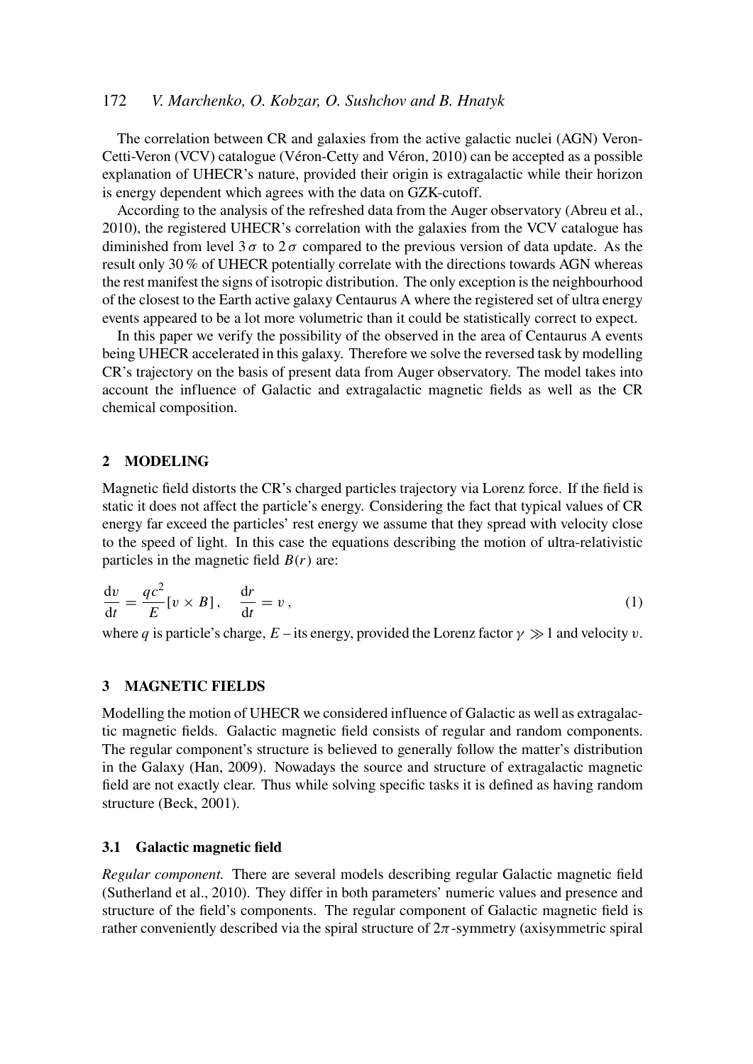The correlation between CR and galaxies from the active galactic nuclei (AGN) Veron-Cetti-Veron (VCV) catalogue (Véron-Cetty and Véron, 2010) can be accepted as a possible explanation of UHECR's nature, provided their origin is extragalactic while their horizon is energy dependent which agrees with the data on GZK-cutoff.

According to the analysis of the refreshed data from the Auger observatory (Abreu et al., 2010), the registered UHECR's correlation with the galaxies from the VCV catalogue has diminished from level $3\,\sigma$ to $2\,\sigma$ compared to the previous version of data update. As the result only 30 % of UHECR potentially correlate with the directions towards AGN whereas the rest manifest the signs of isotropic distribution. The only exception is the neighbourhood of the closest to the Earth active galaxy Centaurus A where the registered set of ultra energy events appeared to be a lot more volumetric than it could be statistically correct to expect.

In this paper we verify the possibility of the observed in the area of Centaurus A events being UHECR accelerated in this galaxy. Therefore we solve the reversed task by modelling CR's trajectory on the basis of present data from Auger observatory. The model takes into account the influence of Galactic and extragalactic magnetic fields as well as the CR chemical composition.

## 2 MODELING

Magnetic field distorts the CR's charged particles trajectory via Lorenz force. If the field is static it does not affect the particle's energy. Considering the fact that typical values of CR energy far exceed the particles' rest energy we assume that they spread with velocity close to the speed of light. In this case the equations describing the motion of ultra-relativistic particles in the magnetic field $B(r)$ are:

$$\frac{\mathrm{d}v}{\mathrm{d}t} = \frac{qc^2}{E}[v \times B], \quad \frac{\mathrm{d}r}{\mathrm{d}t} = v\,, \tag{1}$$

where $q$ is particle's charge, $E$ – its energy, provided the Lorenz factor $\gamma \gg 1$ and velocity $v$.

## 3 MAGNETIC FIELDS

Modelling the motion of UHECR we considered influence of Galactic as well as extragalactic magnetic fields. Galactic magnetic field consists of regular and random components. The regular component's structure is believed to generally follow the matter's distribution in the Galaxy (Han, 2009). Nowadays the source and structure of extragalactic magnetic field are not exactly clear. Thus while solving specific tasks it is defined as having random structure (Beck, 2001).

### 3.1 Galactic magnetic field

*Regular component.* There are several models describing regular Galactic magnetic field (Sutherland et al., 2010). They differ in both parameters' numeric values and presence and structure of the field's components. The regular component of Galactic magnetic field is rather conveniently described via the spiral structure of $2\pi$-symmetry (axisymmetric spiral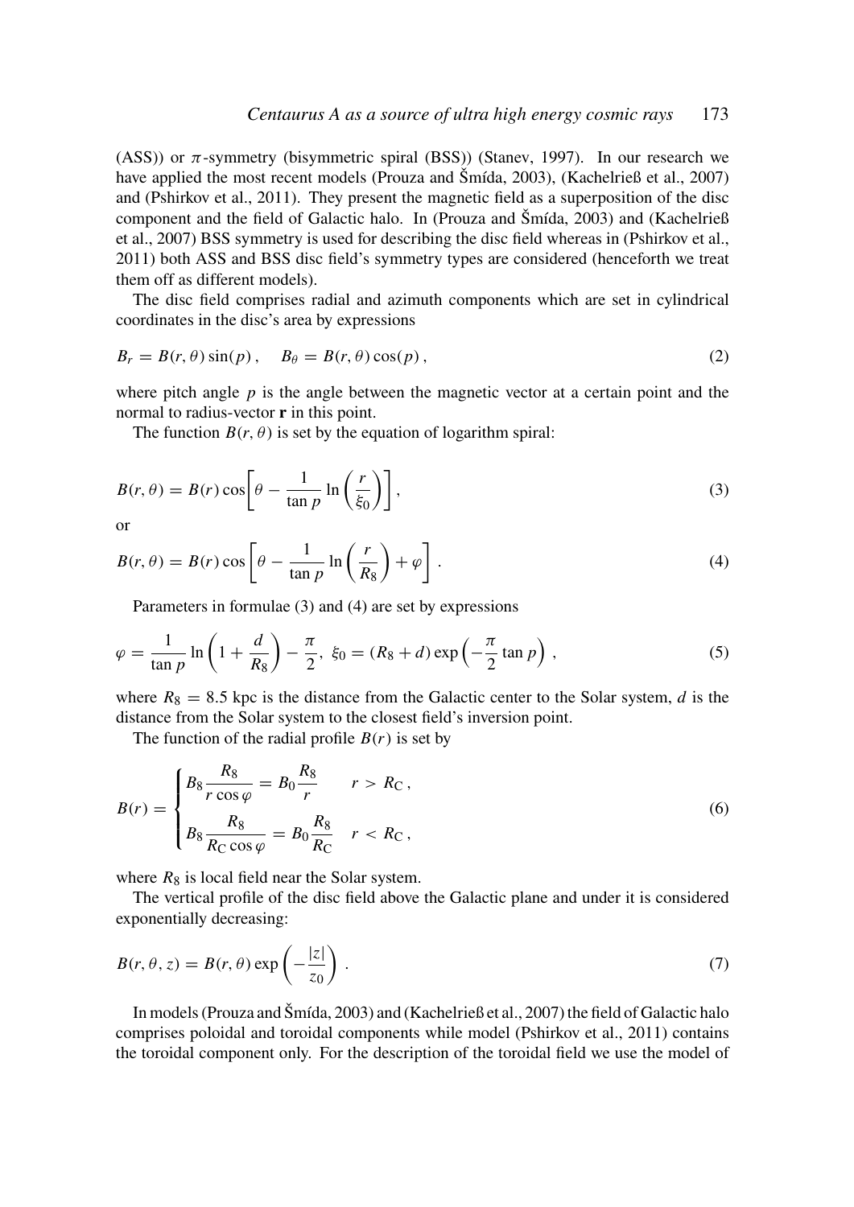(ASS)) or $\pi$-symmetry (bisymmetric spiral (BSS)) (Stanev, 1997). In our research we have applied the most recent models (Prouza and Šmída, 2003), (Kachelrieß et al., 2007) and (Pshirkov et al., 2011). They present the magnetic field as a superposition of the disc component and the field of Galactic halo. In (Prouza and Šmída, 2003) and (Kachelrieß et al., 2007) BSS symmetry is used for describing the disc field whereas in (Pshirkov et al., 2011) both ASS and BSS disc field's symmetry types are considered (henceforth we treat them off as different models).

The disc field comprises radial and azimuth components which are set in cylindrical coordinates in the disc's area by expressions

$$B_r = B(r, \theta) \sin(p) , \quad B_\theta = B(r, \theta) \cos(p) , \tag{2}$$

where pitch angle $p$ is the angle between the magnetic vector at a certain point and the normal to radius-vector $\mathbf{r}$ in this point.

The function $B(r, \theta)$ is set by the equation of logarithm spiral:

$$B(r, \theta) = B(r) \cos\left[\theta - \frac{1}{\tan p} \ln\left(\frac{r}{\xi_0}\right)\right] , \tag{3}$$

or

$$B(r, \theta) = B(r) \cos\left[\theta - \frac{1}{\tan p} \ln\left(\frac{r}{R_8}\right) + \varphi\right] . \tag{4}$$

Parameters in formulae (3) and (4) are set by expressions

$$\varphi = \frac{1}{\tan p} \ln\left(1 + \frac{d}{R_8}\right) - \frac{\pi}{2}, \ \xi_0 = (R_8 + d) \exp\left(-\frac{\pi}{2} \tan p\right) , \tag{5}$$

where $R_8 = 8.5$ kpc is the distance from the Galactic center to the Solar system, $d$ is the distance from the Solar system to the closest field's inversion point.

The function of the radial profile $B(r)$ is set by

$$B(r) = \begin{cases} B_8 \dfrac{R_8}{r \cos\varphi} = B_0 \dfrac{R_8}{r} & r > R_\mathrm{C} , \\[2ex] B_8 \dfrac{R_8}{R_\mathrm{C} \cos\varphi} = B_0 \dfrac{R_8}{R_\mathrm{C}} & r < R_\mathrm{C} , \end{cases} \tag{6}$$

where $R_8$ is local field near the Solar system.

The vertical profile of the disc field above the Galactic plane and under it is considered exponentially decreasing:

$$B(r, \theta, z) = B(r, \theta) \exp\left(-\frac{|z|}{z_0}\right) . \tag{7}$$

In models (Prouza and Šmída, 2003) and (Kachelrieß et al., 2007) the field of Galactic halo comprises poloidal and toroidal components while model (Pshirkov et al., 2011) contains the toroidal component only. For the description of the toroidal field we use the model of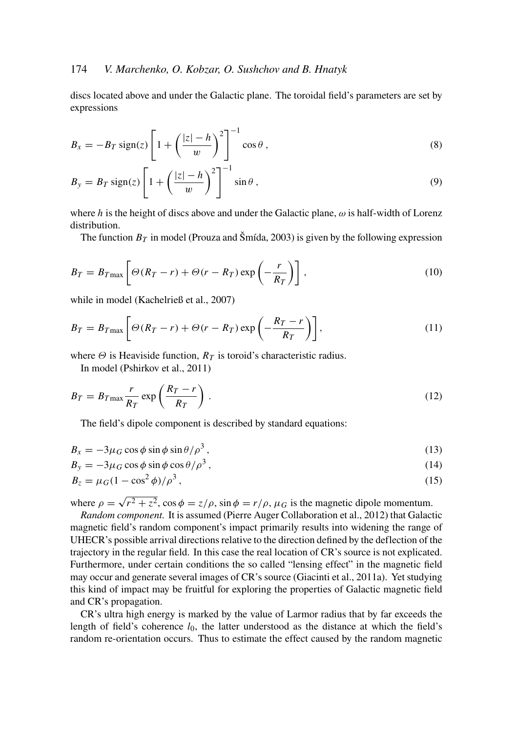discs located above and under the Galactic plane. The toroidal field's parameters are set by expressions

$$B_x = -B_T \,\mathrm{sign}(z) \left[ 1 + \left( \frac{|z| - h}{w} \right)^2 \right]^{-1} \cos\theta \,, \tag{8}$$

$$B_y = B_T \,\mathrm{sign}(z) \left[ 1 + \left( \frac{|z| - h}{w} \right)^2 \right]^{-1} \sin\theta \,, \tag{9}$$

where $h$ is the height of discs above and under the Galactic plane, $\omega$ is half-width of Lorenz distribution.

The function $B_T$ in model (Prouza and Šmída, 2003) is given by the following expression

$$B_T = B_{T\max} \left[ \Theta(R_T - r) + \Theta(r - R_T) \exp\left( -\frac{r}{R_T} \right) \right] , \tag{10}$$

while in model (Kachelrieß et al., 2007)

$$B_T = B_{T\max} \left[ \Theta(R_T - r) + \Theta(r - R_T) \exp\left( -\frac{R_T - r}{R_T} \right) \right], \tag{11}$$

where $\Theta$ is Heaviside function, $R_T$ is toroid's characteristic radius.

In model (Pshirkov et al., 2011)

$$B_T = B_{T\max} \frac{r}{R_T} \exp\left( \frac{R_T - r}{R_T} \right) . \tag{12}$$

The field's dipole component is described by standard equations:

$$B_x = -3\mu_G \cos\phi \sin\phi \sin\theta / \rho^3 \,, \tag{13}$$

$$B_y = -3\mu_G \cos\phi \sin\phi \cos\theta / \rho^3 \,, \tag{14}$$

$$B_z = \mu_G (1 - \cos^2\phi) / \rho^3 \,, \tag{15}$$

where $\rho = \sqrt{r^2 + z^2}$, $\cos\phi = z/\rho$, $\sin\phi = r/\rho$, $\mu_G$ is the magnetic dipole momentum.

*Random component.* It is assumed (Pierre Auger Collaboration et al., 2012) that Galactic magnetic field's random component's impact primarily results into widening the range of UHECR's possible arrival directions relative to the direction defined by the deflection of the trajectory in the regular field. In this case the real location of CR's source is not explicated. Furthermore, under certain conditions the so called "lensing effect" in the magnetic field may occur and generate several images of CR's source (Giacinti et al., 2011a). Yet studying this kind of impact may be fruitful for exploring the properties of Galactic magnetic field and CR's propagation.

CR's ultra high energy is marked by the value of Larmor radius that by far exceeds the length of field's coherence $l_0$, the latter understood as the distance at which the field's random re-orientation occurs. Thus to estimate the effect caused by the random magnetic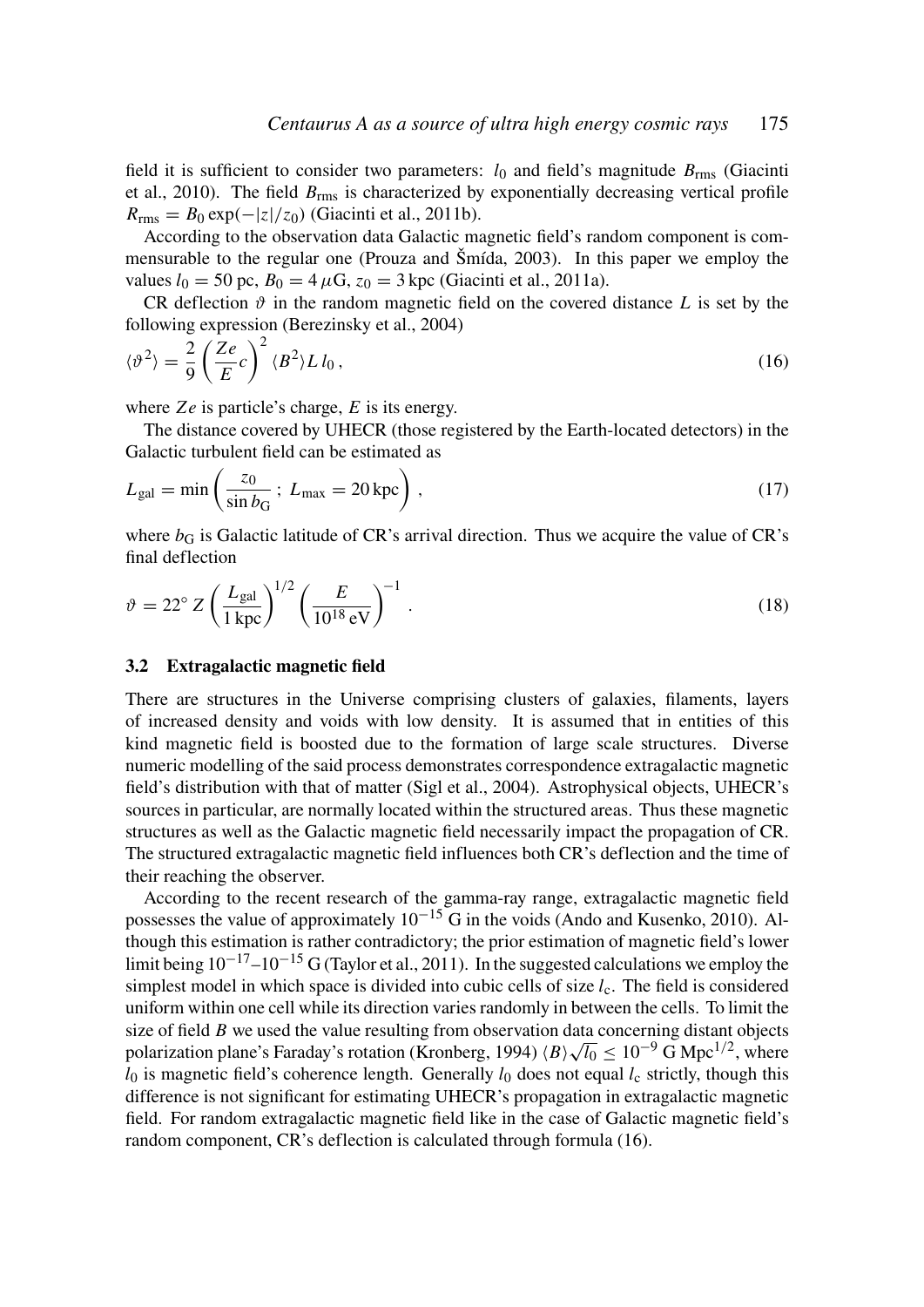field it is sufficient to consider two parameters: $l_0$ and field's magnitude $B_{\rm rms}$ (Giacinti et al., 2010). The field $B_{\rm rms}$ is characterized by exponentially decreasing vertical profile $R_{\rm rms} = B_0 \exp(-|z|/z_0)$ (Giacinti et al., 2011b).

According to the observation data Galactic magnetic field's random component is commensurable to the regular one (Prouza and Šmída, 2003). In this paper we employ the values $l_0 = 50$ pc, $B_0 = 4\,\mu$G, $z_0 = 3$ kpc (Giacinti et al., 2011a).

CR deflection $\vartheta$ in the random magnetic field on the covered distance $L$ is set by the following expression (Berezinsky et al., 2004)

$$\langle \vartheta^2 \rangle = \frac{2}{9} \left( \frac{Ze}{E} c \right)^2 \langle B^2 \rangle L \, l_0 \,, \tag{16}$$

where $Ze$ is particle's charge, $E$ is its energy.

The distance covered by UHECR (those registered by the Earth-located detectors) in the Galactic turbulent field can be estimated as

$$L_{\rm gal} = \min \left( \frac{z_0}{\sin b_{\rm G}} \,;\; L_{\rm max} = 20\,{\rm kpc} \right) , \tag{17}$$

where $b_{\rm G}$ is Galactic latitude of CR's arrival direction. Thus we acquire the value of CR's final deflection

$$\vartheta = 22^\circ \, Z \left( \frac{L_{\rm gal}}{1\,{\rm kpc}} \right)^{1/2} \left( \frac{E}{10^{18}\,{\rm eV}} \right)^{-1} . \tag{18}$$

### 3.2 Extragalactic magnetic field

There are structures in the Universe comprising clusters of galaxies, filaments, layers of increased density and voids with low density. It is assumed that in entities of this kind magnetic field is boosted due to the formation of large scale structures. Diverse numeric modelling of the said process demonstrates correspondence extragalactic magnetic field's distribution with that of matter (Sigl et al., 2004). Astrophysical objects, UHECR's sources in particular, are normally located within the structured areas. Thus these magnetic structures as well as the Galactic magnetic field necessarily impact the propagation of CR. The structured extragalactic magnetic field influences both CR's deflection and the time of their reaching the observer.

According to the recent research of the gamma-ray range, extragalactic magnetic field possesses the value of approximately $10^{-15}$ G in the voids (Ando and Kusenko, 2010). Although this estimation is rather contradictory; the prior estimation of magnetic field's lower limit being $10^{-17}$–$10^{-15}$ G (Taylor et al., 2011). In the suggested calculations we employ the simplest model in which space is divided into cubic cells of size $l_{\rm c}$. The field is considered uniform within one cell while its direction varies randomly in between the cells. To limit the size of field $B$ we used the value resulting from observation data concerning distant objects polarization plane's Faraday's rotation (Kronberg, 1994) $\langle B \rangle \sqrt{l_0} \leq 10^{-9}$ G Mpc$^{1/2}$, where $l_0$ is magnetic field's coherence length. Generally $l_0$ does not equal $l_{\rm c}$ strictly, though this difference is not significant for estimating UHECR's propagation in extragalactic magnetic field. For random extragalactic magnetic field like in the case of Galactic magnetic field's random component, CR's deflection is calculated through formula (16).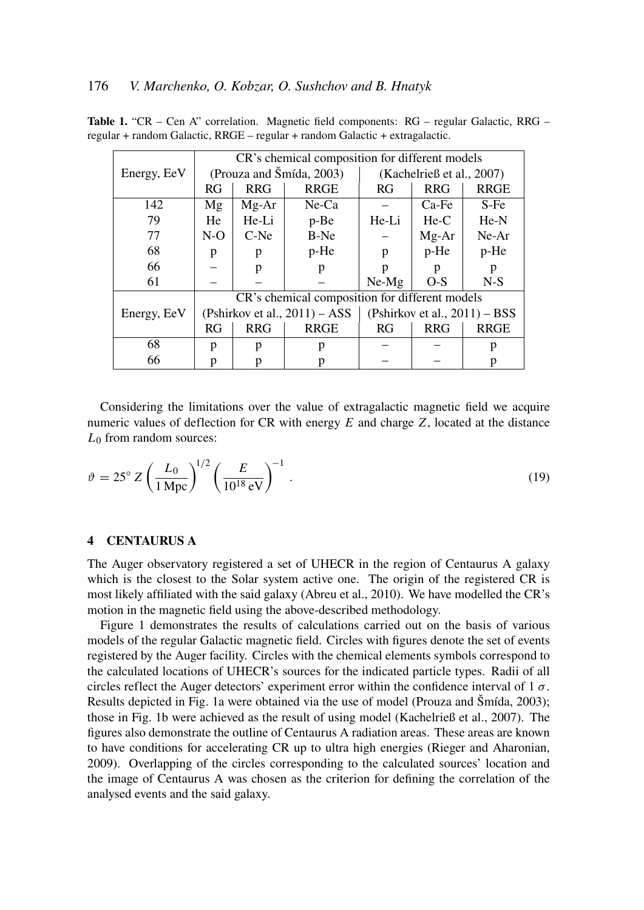**Table 1.** "CR – Cen A" correlation. Magnetic field components: RG – regular Galactic, RRG – regular + random Galactic, RRGE – regular + random Galactic + extragalactic.

| Energy, EeV | CR's chemical composition for different models | | | | | |
|---|---|---|---|---|---|---|
| | (Prouza and Šmída, 2003) | | | (Kachelrieß et al., 2007) | | |
| | RG | RRG | RRGE | RG | RRG | RRGE |
| 142 | Mg | Mg-Ar | Ne-Ca | – | Ca-Fe | S-Fe |
| 79 | He | He-Li | p-Be | He-Li | He-C | He-N |
| 77 | N-O | C-Ne | B-Ne | – | Mg-Ar | Ne-Ar |
| 68 | p | p | p-He | p | p-He | p-He |
| 66 | – | p | p | p | p | p |
| 61 | – | – | – | Ne-Mg | O-S | N-S |
| Energy, EeV | CR's chemical composition for different models | | | | | |
| | (Pshirkov et al., 2011) – ASS | | | (Pshirkov et al., 2011) – BSS | | |
| | RG | RRG | RRGE | RG | RRG | RRGE |
| 68 | p | p | p | – | – | p |
| 66 | p | p | p | – | – | p |

Considering the limitations over the value of extragalactic magnetic field we acquire numeric values of deflection for CR with energy $E$ and charge $Z$, located at the distance $L_0$ from random sources:

$$\vartheta = 25^\circ Z \left(\frac{L_0}{1\,\mathrm{Mpc}}\right)^{1/2} \left(\frac{E}{10^{18}\,\mathrm{eV}}\right)^{-1}. \tag{19}$$

## 4 CENTAURUS A

The Auger observatory registered a set of UHECR in the region of Centaurus A galaxy which is the closest to the Solar system active one. The origin of the registered CR is most likely affiliated with the said galaxy (Abreu et al., 2010). We have modelled the CR's motion in the magnetic field using the above-described methodology.

Figure 1 demonstrates the results of calculations carried out on the basis of various models of the regular Galactic magnetic field. Circles with figures denote the set of events registered by the Auger facility. Circles with the chemical elements symbols correspond to the calculated locations of UHECR's sources for the indicated particle types. Radii of all circles reflect the Auger detectors' experiment error within the confidence interval of 1 $\sigma$. Results depicted in Fig. 1a were obtained via the use of model (Prouza and Šmída, 2003); those in Fig. 1b were achieved as the result of using model (Kachelrieß et al., 2007). The figures also demonstrate the outline of Centaurus A radiation areas. These areas are known to have conditions for accelerating CR up to ultra high energies (Rieger and Aharonian, 2009). Overlapping of the circles corresponding to the calculated sources' location and the image of Centaurus A was chosen as the criterion for defining the correlation of the analysed events and the said galaxy.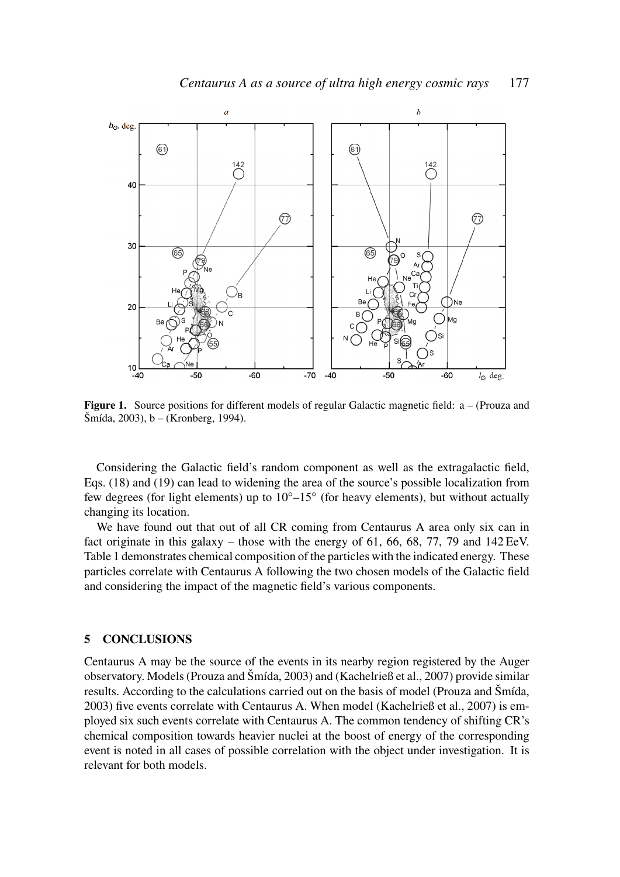**Figure 1.** Source positions for different models of regular Galactic magnetic field: a – (Prouza and Šmída, 2003), b – (Kronberg, 1994).

Considering the Galactic field's random component as well as the extragalactic field, Eqs. (18) and (19) can lead to widening the area of the source's possible localization from few degrees (for light elements) up to 10°–15° (for heavy elements), but without actually changing its location.

We have found out that out of all CR coming from Centaurus A area only six can in fact originate in this galaxy – those with the energy of 61, 66, 68, 77, 79 and 142 EeV. Table 1 demonstrates chemical composition of the particles with the indicated energy. These particles correlate with Centaurus A following the two chosen models of the Galactic field and considering the impact of the magnetic field's various components.

## 5 CONCLUSIONS

Centaurus A may be the source of the events in its nearby region registered by the Auger observatory. Models (Prouza and Šmída, 2003) and (Kachelrieß et al., 2007) provide similar results. According to the calculations carried out on the basis of model (Prouza and Šmída, 2003) five events correlate with Centaurus A. When model (Kachelrieß et al., 2007) is employed six such events correlate with Centaurus A. The common tendency of shifting CR's chemical composition towards heavier nuclei at the boost of energy of the corresponding event is noted in all cases of possible correlation with the object under investigation. It is relevant for both models.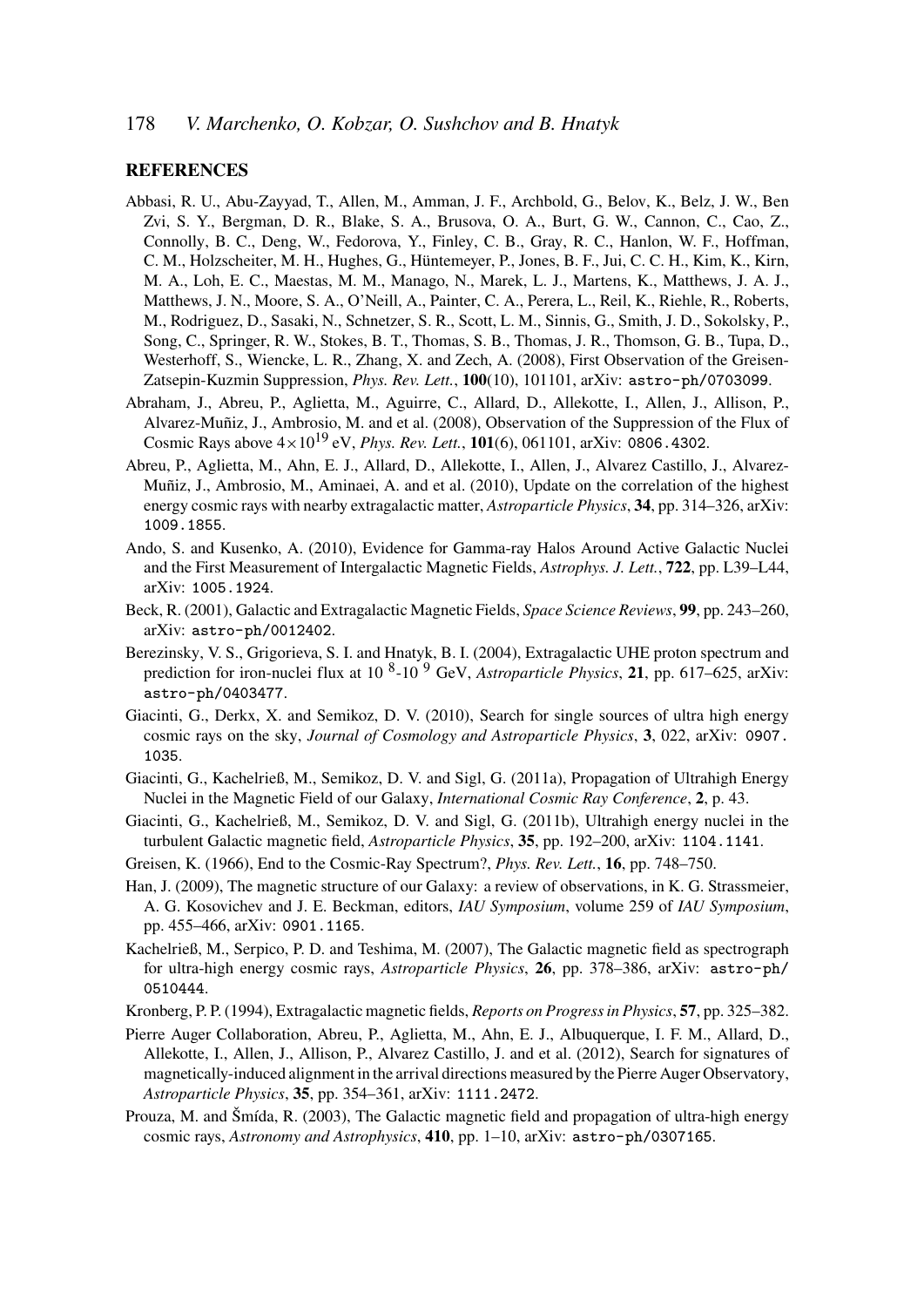## REFERENCES

Abbasi, R. U., Abu-Zayyad, T., Allen, M., Amman, J. F., Archbold, G., Belov, K., Belz, J. W., Ben Zvi, S. Y., Bergman, D. R., Blake, S. A., Brusova, O. A., Burt, G. W., Cannon, C., Cao, Z., Connolly, B. C., Deng, W., Fedorova, Y., Finley, C. B., Gray, R. C., Hanlon, W. F., Hoffman, C. M., Holzscheiter, M. H., Hughes, G., Hüntemeyer, P., Jones, B. F., Jui, C. C. H., Kim, K., Kirn, M. A., Loh, E. C., Maestas, M. M., Manago, N., Marek, L. J., Martens, K., Matthews, J. A. J., Matthews, J. N., Moore, S. A., O'Neill, A., Painter, C. A., Perera, L., Reil, K., Riehle, R., Roberts, M., Rodriguez, D., Sasaki, N., Schnetzer, S. R., Scott, L. M., Sinnis, G., Smith, J. D., Sokolsky, P., Song, C., Springer, R. W., Stokes, B. T., Thomas, S. B., Thomas, J. R., Thomson, G. B., Tupa, D., Westerhoff, S., Wiencke, L. R., Zhang, X. and Zech, A. (2008), First Observation of the Greisen-Zatsepin-Kuzmin Suppression, *Phys. Rev. Lett.*, **100**(10), 101101, arXiv: astro-ph/0703099.

Abraham, J., Abreu, P., Aglietta, M., Aguirre, C., Allard, D., Allekotte, I., Allen, J., Allison, P., Alvarez-Muñiz, J., Ambrosio, M. and et al. (2008), Observation of the Suppression of the Flux of Cosmic Rays above $4\times10^{19}$ eV, *Phys. Rev. Lett.*, **101**(6), 061101, arXiv: 0806.4302.

Abreu, P., Aglietta, M., Ahn, E. J., Allard, D., Allekotte, I., Allen, J., Alvarez Castillo, J., Alvarez-Muñiz, J., Ambrosio, M., Aminaei, A. and et al. (2010), Update on the correlation of the highest energy cosmic rays with nearby extragalactic matter, *Astroparticle Physics*, **34**, pp. 314–326, arXiv: 1009.1855.

Ando, S. and Kusenko, A. (2010), Evidence for Gamma-ray Halos Around Active Galactic Nuclei and the First Measurement of Intergalactic Magnetic Fields, *Astrophys. J. Lett.*, **722**, pp. L39–L44, arXiv: 1005.1924.

Beck, R. (2001), Galactic and Extragalactic Magnetic Fields, *Space Science Reviews*, **99**, pp. 243–260, arXiv: astro-ph/0012402.

Berezinsky, V. S., Grigorieva, S. I. and Hnatyk, B. I. (2004), Extragalactic UHE proton spectrum and prediction for iron-nuclei flux at $10^{8}$-$10^{9}$ GeV, *Astroparticle Physics*, **21**, pp. 617–625, arXiv: astro-ph/0403477.

Giacinti, G., Derkx, X. and Semikoz, D. V. (2010), Search for single sources of ultra high energy cosmic rays on the sky, *Journal of Cosmology and Astroparticle Physics*, **3**, 022, arXiv: 0907.1035.

Giacinti, G., Kachelrieß, M., Semikoz, D. V. and Sigl, G. (2011a), Propagation of Ultrahigh Energy Nuclei in the Magnetic Field of our Galaxy, *International Cosmic Ray Conference*, **2**, p. 43.

Giacinti, G., Kachelrieß, M., Semikoz, D. V. and Sigl, G. (2011b), Ultrahigh energy nuclei in the turbulent Galactic magnetic field, *Astroparticle Physics*, **35**, pp. 192–200, arXiv: 1104.1141.

Greisen, K. (1966), End to the Cosmic-Ray Spectrum?, *Phys. Rev. Lett.*, **16**, pp. 748–750.

Han, J. (2009), The magnetic structure of our Galaxy: a review of observations, in K. G. Strassmeier, A. G. Kosovichev and J. E. Beckman, editors, *IAU Symposium*, volume 259 of *IAU Symposium*, pp. 455–466, arXiv: 0901.1165.

Kachelrieß, M., Serpico, P. D. and Teshima, M. (2007), The Galactic magnetic field as spectrograph for ultra-high energy cosmic rays, *Astroparticle Physics*, **26**, pp. 378–386, arXiv: astro-ph/0510444.

Kronberg, P. P. (1994), Extragalactic magnetic fields, *Reports on Progress in Physics*, **57**, pp. 325–382.

Pierre Auger Collaboration, Abreu, P., Aglietta, M., Ahn, E. J., Albuquerque, I. F. M., Allard, D., Allekotte, I., Allen, J., Allison, P., Alvarez Castillo, J. and et al. (2012), Search for signatures of magnetically-induced alignment in the arrival directions measured by the Pierre Auger Observatory, *Astroparticle Physics*, **35**, pp. 354–361, arXiv: 1111.2472.

Prouza, M. and Šmída, R. (2003), The Galactic magnetic field and propagation of ultra-high energy cosmic rays, *Astronomy and Astrophysics*, **410**, pp. 1–10, arXiv: astro-ph/0307165.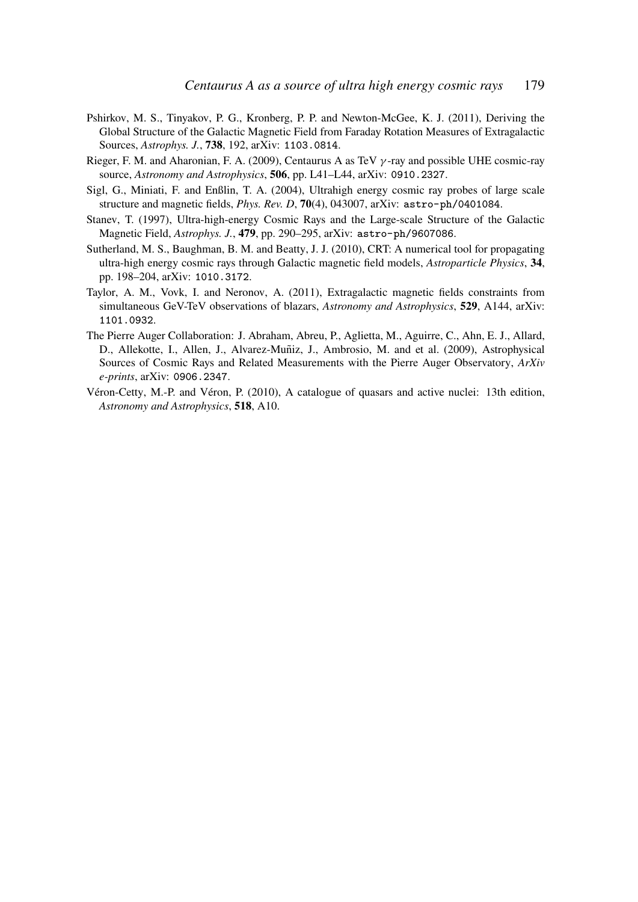Pshirkov, M. S., Tinyakov, P. G., Kronberg, P. P. and Newton-McGee, K. J. (2011), Deriving the Global Structure of the Galactic Magnetic Field from Faraday Rotation Measures of Extragalactic Sources, *Astrophys. J.*, **738**, 192, arXiv: `1103.0814`.

Rieger, F. M. and Aharonian, F. A. (2009), Centaurus A as TeV $\gamma$-ray and possible UHE cosmic-ray source, *Astronomy and Astrophysics*, **506**, pp. L41–L44, arXiv: `0910.2327`.

Sigl, G., Miniati, F. and Enßlin, T. A. (2004), Ultrahigh energy cosmic ray probes of large scale structure and magnetic fields, *Phys. Rev. D*, **70**(4), 043007, arXiv: `astro-ph/0401084`.

Stanev, T. (1997), Ultra-high-energy Cosmic Rays and the Large-scale Structure of the Galactic Magnetic Field, *Astrophys. J.*, **479**, pp. 290–295, arXiv: `astro-ph/9607086`.

Sutherland, M. S., Baughman, B. M. and Beatty, J. J. (2010), CRT: A numerical tool for propagating ultra-high energy cosmic rays through Galactic magnetic field models, *Astroparticle Physics*, **34**, pp. 198–204, arXiv: `1010.3172`.

Taylor, A. M., Vovk, I. and Neronov, A. (2011), Extragalactic magnetic fields constraints from simultaneous GeV-TeV observations of blazars, *Astronomy and Astrophysics*, **529**, A144, arXiv: `1101.0932`.

The Pierre Auger Collaboration: J. Abraham, Abreu, P., Aglietta, M., Aguirre, C., Ahn, E. J., Allard, D., Allekotte, I., Allen, J., Alvarez-Muñiz, J., Ambrosio, M. and et al. (2009), Astrophysical Sources of Cosmic Rays and Related Measurements with the Pierre Auger Observatory, *ArXiv e-prints*, arXiv: `0906.2347`.

Véron-Cetty, M.-P. and Véron, P. (2010), A catalogue of quasars and active nuclei: 13th edition, *Astronomy and Astrophysics*, **518**, A10.